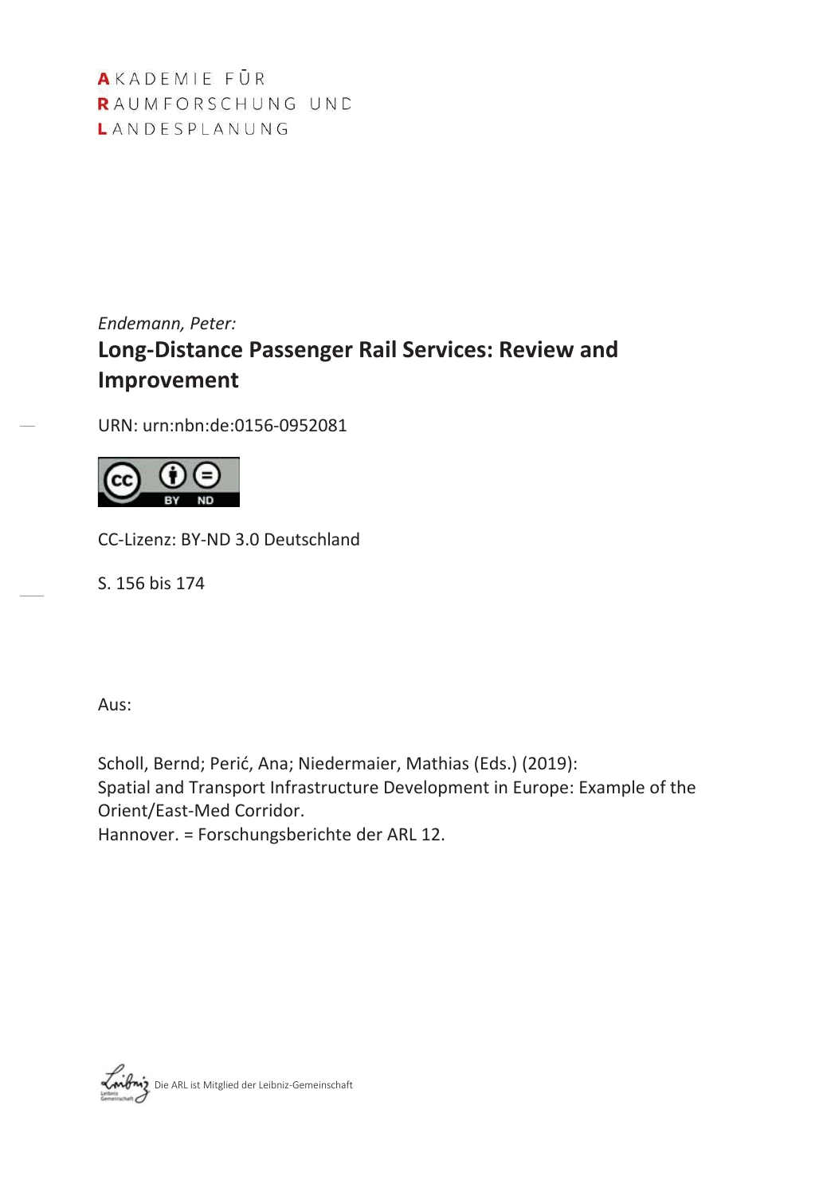AKADEMIE FÜR
RAUMFORSCHUNG UND
LANDESPLANUNG

*Endemann, Peter:*

# Long-Distance Passenger Rail Services: Review and Improvement

URN: urn:nbn:de:0156-0952081

CC-Lizenz: BY-ND 3.0 Deutschland

S. 156 bis 174

Aus:

Scholl, Bernd; Perić, Ana; Niedermaier, Mathias (Eds.) (2019):
Spatial and Transport Infrastructure Development in Europe: Example of the Orient/East-Med Corridor.
Hannover. = Forschungsberichte der ARL 12.

Die ARL ist Mitglied der Leibniz-Gemeinschaft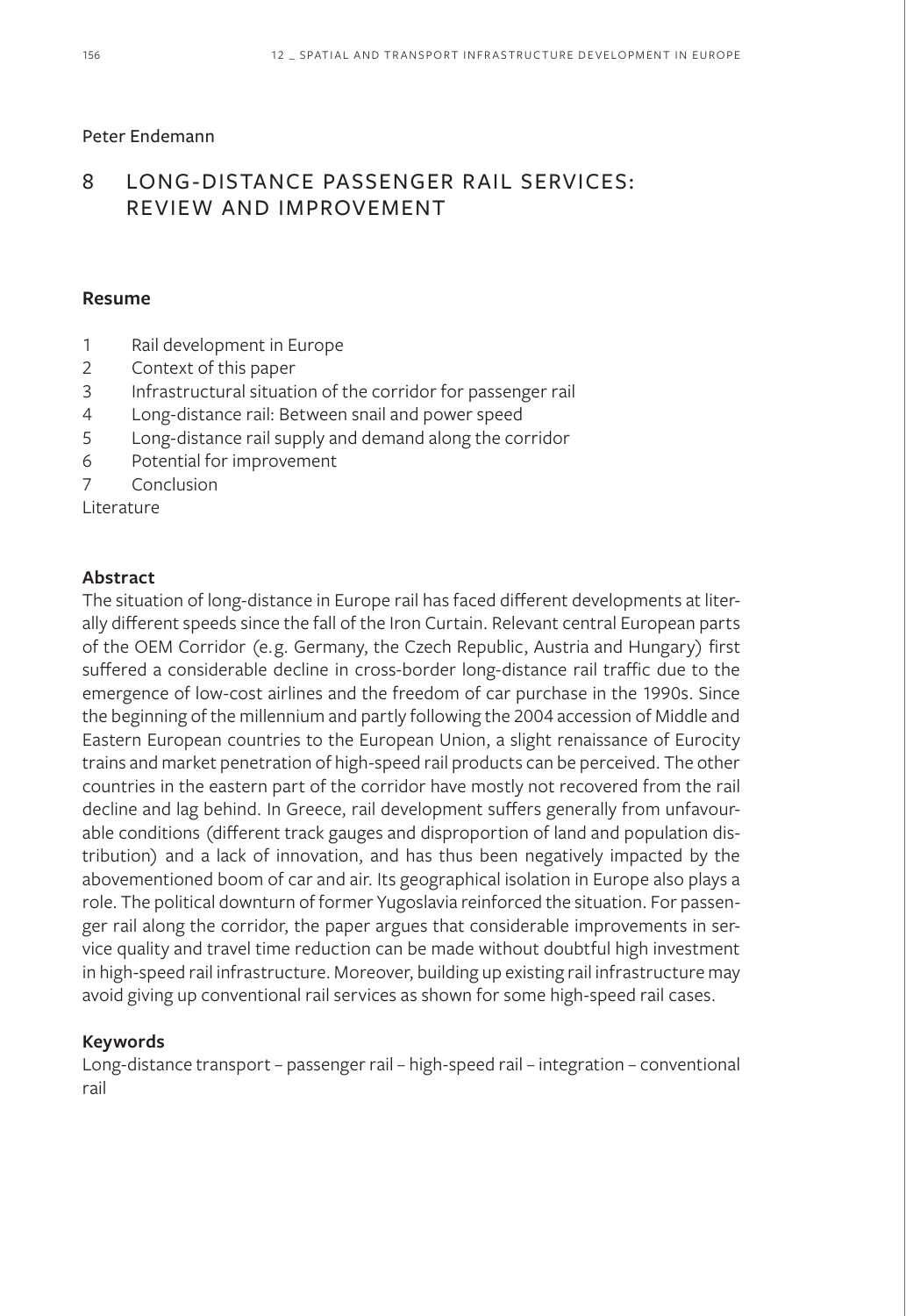Peter Endemann

# 8 LONG-DISTANCE PASSENGER RAIL SERVICES: REVIEW AND IMPROVEMENT

**Resume**

1 Rail development in Europe
2 Context of this paper
3 Infrastructural situation of the corridor for passenger rail
4 Long-distance rail: Between snail and power speed
5 Long-distance rail supply and demand along the corridor
6 Potential for improvement
7 Conclusion

Literature

**Abstract**

The situation of long-distance in Europe rail has faced different developments at literally different speeds since the fall of the Iron Curtain. Relevant central European parts of the OEM Corridor (e.g. Germany, the Czech Republic, Austria and Hungary) first suffered a considerable decline in cross-border long-distance rail traffic due to the emergence of low-cost airlines and the freedom of car purchase in the 1990s. Since the beginning of the millennium and partly following the 2004 accession of Middle and Eastern European countries to the European Union, a slight renaissance of Eurocity trains and market penetration of high-speed rail products can be perceived. The other countries in the eastern part of the corridor have mostly not recovered from the rail decline and lag behind. In Greece, rail development suffers generally from unfavourable conditions (different track gauges and disproportion of land and population distribution) and a lack of innovation, and has thus been negatively impacted by the abovementioned boom of car and air. Its geographical isolation in Europe also plays a role. The political downturn of former Yugoslavia reinforced the situation. For passenger rail along the corridor, the paper argues that considerable improvements in service quality and travel time reduction can be made without doubtful high investment in high-speed rail infrastructure. Moreover, building up existing rail infrastructure may avoid giving up conventional rail services as shown for some high-speed rail cases.

**Keywords**

Long-distance transport – passenger rail – high-speed rail – integration – conventional rail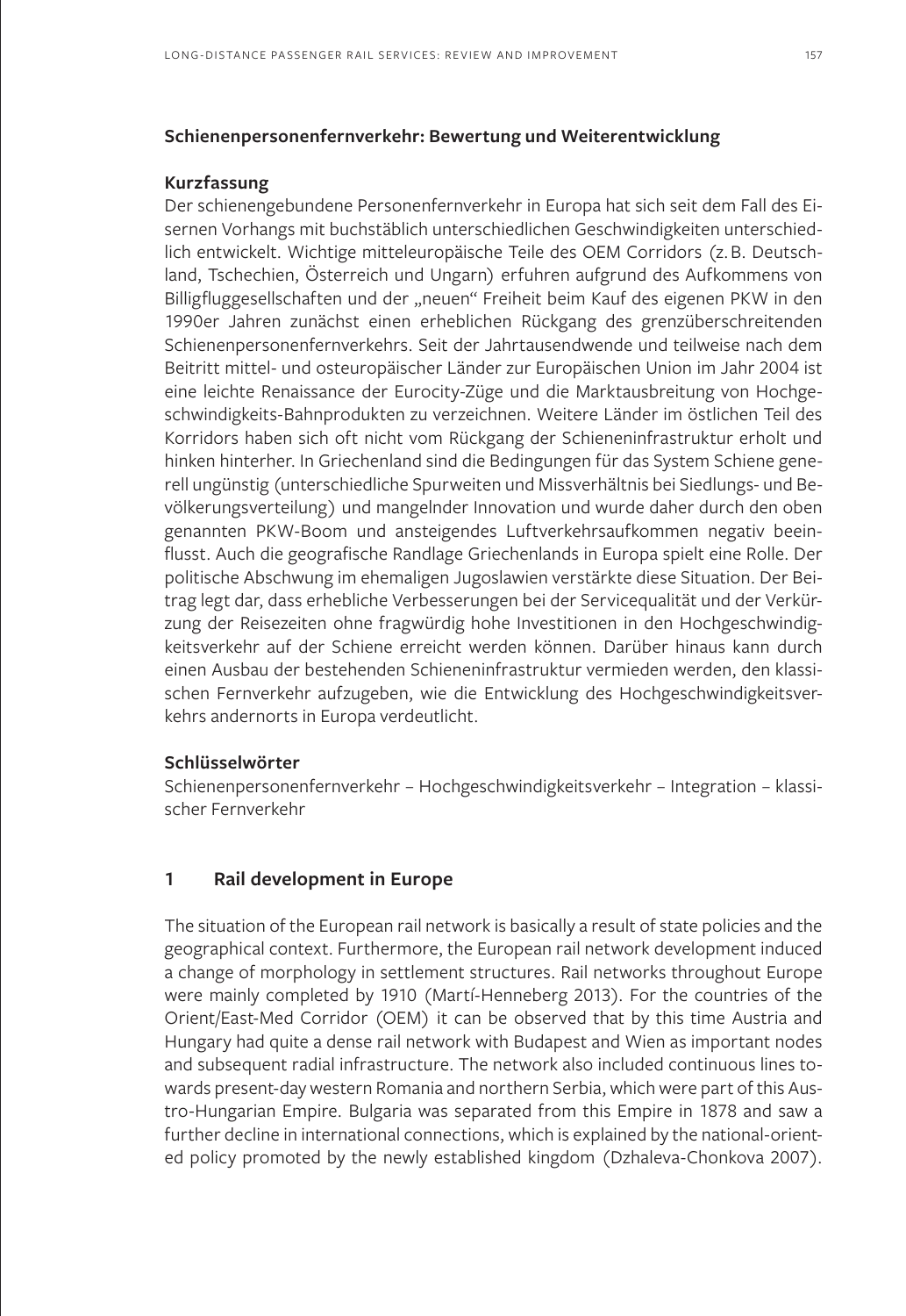## Schienenpersonenfernverkehr: Bewertung und Weiterentwicklung

### Kurzfassung

Der schienengebundene Personenfernverkehr in Europa hat sich seit dem Fall des Eisernen Vorhangs mit buchstäblich unterschiedlichen Geschwindigkeiten unterschiedlich entwickelt. Wichtige mitteleuropäische Teile des OEM Corridors (z. B. Deutschland, Tschechien, Österreich und Ungarn) erfuhren aufgrund des Aufkommens von Billigfluggesellschaften und der „neuen" Freiheit beim Kauf des eigenen PKW in den 1990er Jahren zunächst einen erheblichen Rückgang des grenzüberschreitenden Schienenpersonenfernverkehrs. Seit der Jahrtausendwende und teilweise nach dem Beitritt mittel- und osteuropäischer Länder zur Europäischen Union im Jahr 2004 ist eine leichte Renaissance der Eurocity-Züge und die Marktausbreitung von Hochgeschwindigkeits-Bahnprodukten zu verzeichnen. Weitere Länder im östlichen Teil des Korridors haben sich oft nicht vom Rückgang der Schieneninfrastruktur erholt und hinken hinterher. In Griechenland sind die Bedingungen für das System Schiene generell ungünstig (unterschiedliche Spurweiten und Missverhältnis bei Siedlungs- und Bevölkerungsverteilung) und mangelnder Innovation und wurde daher durch den oben genannten PKW-Boom und ansteigendes Luftverkehrsaufkommen negativ beeinflusst. Auch die geografische Randlage Griechenlands in Europa spielt eine Rolle. Der politische Abschwung im ehemaligen Jugoslawien verstärkte diese Situation. Der Beitrag legt dar, dass erhebliche Verbesserungen bei der Servicequalität und der Verkürzung der Reisezeiten ohne fragwürdig hohe Investitionen in den Hochgeschwindigkeitsverkehr auf der Schiene erreicht werden können. Darüber hinaus kann durch einen Ausbau der bestehenden Schieneninfrastruktur vermieden werden, den klassischen Fernverkehr aufzugeben, wie die Entwicklung des Hochgeschwindigkeitsverkehrs andernorts in Europa verdeutlicht.

### Schlüsselwörter

Schienenpersonenfernverkehr – Hochgeschwindigkeitsverkehr – Integration – klassischer Fernverkehr

## 1 Rail development in Europe

The situation of the European rail network is basically a result of state policies and the geographical context. Furthermore, the European rail network development induced a change of morphology in settlement structures. Rail networks throughout Europe were mainly completed by 1910 (Martí-Henneberg 2013). For the countries of the Orient/East-Med Corridor (OEM) it can be observed that by this time Austria and Hungary had quite a dense rail network with Budapest and Wien as important nodes and subsequent radial infrastructure. The network also included continuous lines towards present-day western Romania and northern Serbia, which were part of this Austro-Hungarian Empire. Bulgaria was separated from this Empire in 1878 and saw a further decline in international connections, which is explained by the national-oriented policy promoted by the newly established kingdom (Dzhaleva-Chonkova 2007).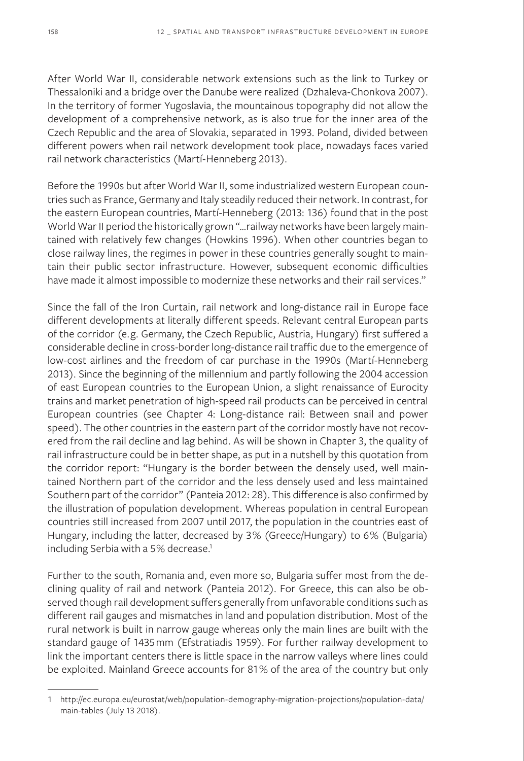After World War II, considerable network extensions such as the link to Turkey or Thessaloniki and a bridge over the Danube were realized (Dzhaleva-Chonkova 2007). In the territory of former Yugoslavia, the mountainous topography did not allow the development of a comprehensive network, as is also true for the inner area of the Czech Republic and the area of Slovakia, separated in 1993. Poland, divided between different powers when rail network development took place, nowadays faces varied rail network characteristics (Martí-Henneberg 2013).

Before the 1990s but after World War II, some industrialized western European countries such as France, Germany and Italy steadily reduced their network. In contrast, for the eastern European countries, Martí-Henneberg (2013: 136) found that in the post World War II period the historically grown "…railway networks have been largely maintained with relatively few changes (Howkins 1996). When other countries began to close railway lines, the regimes in power in these countries generally sought to maintain their public sector infrastructure. However, subsequent economic difficulties have made it almost impossible to modernize these networks and their rail services."

Since the fall of the Iron Curtain, rail network and long-distance rail in Europe face different developments at literally different speeds. Relevant central European parts of the corridor (e.g. Germany, the Czech Republic, Austria, Hungary) first suffered a considerable decline in cross-border long-distance rail traffic due to the emergence of low-cost airlines and the freedom of car purchase in the 1990s (Martí-Henneberg 2013). Since the beginning of the millennium and partly following the 2004 accession of east European countries to the European Union, a slight renaissance of Eurocity trains and market penetration of high-speed rail products can be perceived in central European countries (see Chapter 4: Long-distance rail: Between snail and power speed). The other countries in the eastern part of the corridor mostly have not recovered from the rail decline and lag behind. As will be shown in Chapter 3, the quality of rail infrastructure could be in better shape, as put in a nutshell by this quotation from the corridor report: "Hungary is the border between the densely used, well maintained Northern part of the corridor and the less densely used and less maintained Southern part of the corridor" (Panteia 2012: 28). This difference is also confirmed by the illustration of population development. Whereas population in central European countries still increased from 2007 until 2017, the population in the countries east of Hungary, including the latter, decreased by 3% (Greece/Hungary) to 6% (Bulgaria) including Serbia with a 5% decrease.[1]

Further to the south, Romania and, even more so, Bulgaria suffer most from the declining quality of rail and network (Panteia 2012). For Greece, this can also be observed though rail development suffers generally from unfavorable conditions such as different rail gauges and mismatches in land and population distribution. Most of the rural network is built in narrow gauge whereas only the main lines are built with the standard gauge of 1435 mm (Efstratiadis 1959). For further railway development to link the important centers there is little space in the narrow valleys where lines could be exploited. Mainland Greece accounts for 81% of the area of the country but only

---

1 http://ec.europa.eu/eurostat/web/population-demography-migration-projections/population-data/main-tables (July 13 2018).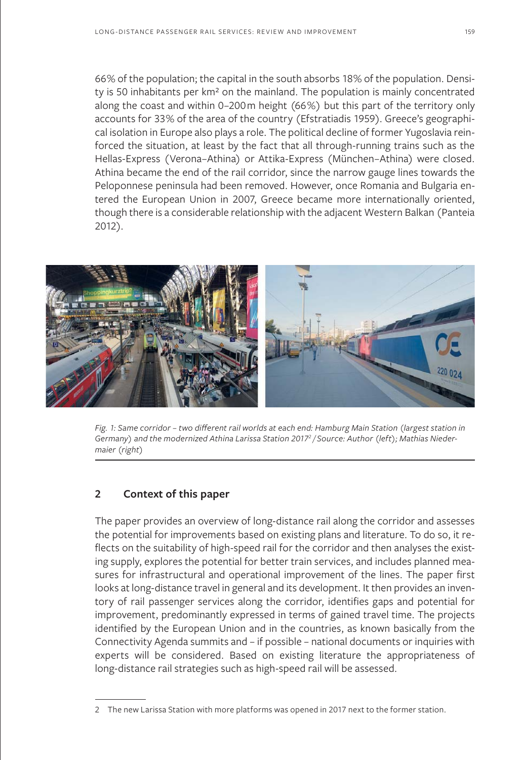66% of the population; the capital in the south absorbs 18% of the population. Density is 50 inhabitants per km² on the mainland. The population is mainly concentrated along the coast and within 0–200 m height (66%) but this part of the territory only accounts for 33% of the area of the country (Efstratiadis 1959). Greece's geographical isolation in Europe also plays a role. The political decline of former Yugoslavia reinforced the situation, at least by the fact that all through-running trains such as the Hellas-Express (Verona–Athina) or Attika-Express (München–Athina) were closed. Athina became the end of the rail corridor, since the narrow gauge lines towards the Peloponnese peninsula had been removed. However, once Romania and Bulgaria entered the European Union in 2007, Greece became more internationally oriented, though there is a considerable relationship with the adjacent Western Balkan (Panteia 2012).

*Fig. 1: Same corridor – two different rail worlds at each end: Hamburg Main Station (largest station in Germany) and the modernized Athina Larissa Station 2017[2] / Source: Author (left); Mathias Niedermaier (right)*

## 2 Context of this paper

The paper provides an overview of long-distance rail along the corridor and assesses the potential for improvements based on existing plans and literature. To do so, it reflects on the suitability of high-speed rail for the corridor and then analyses the existing supply, explores the potential for better train services, and includes planned measures for infrastructural and operational improvement of the lines. The paper first looks at long-distance travel in general and its development. It then provides an inventory of rail passenger services along the corridor, identifies gaps and potential for improvement, predominantly expressed in terms of gained travel time. The projects identified by the European Union and in the countries, as known basically from the Connectivity Agenda summits and – if possible – national documents or inquiries with experts will be considered. Based on existing literature the appropriateness of long-distance rail strategies such as high-speed rail will be assessed.

---

2 The new Larissa Station with more platforms was opened in 2017 next to the former station.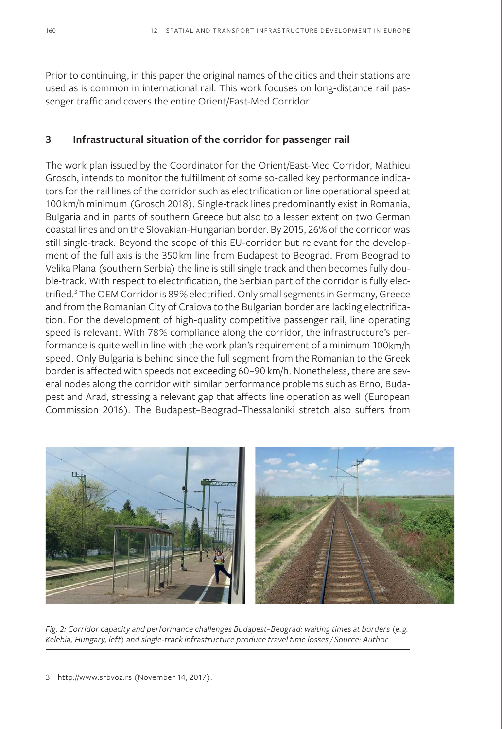Prior to continuing, in this paper the original names of the cities and their stations are used as is common in international rail. This work focuses on long-distance rail passenger traffic and covers the entire Orient/East-Med Corridor.

## 3 Infrastructural situation of the corridor for passenger rail

The work plan issued by the Coordinator for the Orient/East-Med Corridor, Mathieu Grosch, intends to monitor the fulfillment of some so-called key performance indicators for the rail lines of the corridor such as electrification or line operational speed at 100 km/h minimum (Grosch 2018). Single-track lines predominantly exist in Romania, Bulgaria and in parts of southern Greece but also to a lesser extent on two German coastal lines and on the Slovakian-Hungarian border. By 2015, 26% of the corridor was still single-track. Beyond the scope of this EU-corridor but relevant for the development of the full axis is the 350 km line from Budapest to Beograd. From Beograd to Velika Plana (southern Serbia) the line is still single track and then becomes fully double-track. With respect to electrification, the Serbian part of the corridor is fully electrified.[3] The OEM Corridor is 89% electrified. Only small segments in Germany, Greece and from the Romanian City of Craiova to the Bulgarian border are lacking electrification. For the development of high-quality competitive passenger rail, line operating speed is relevant. With 78% compliance along the corridor, the infrastructure's performance is quite well in line with the work plan's requirement of a minimum 100 km/h speed. Only Bulgaria is behind since the full segment from the Romanian to the Greek border is affected with speeds not exceeding 60–90 km/h. Nonetheless, there are several nodes along the corridor with similar performance problems such as Brno, Budapest and Arad, stressing a relevant gap that affects line operation as well (European Commission 2016). The Budapest–Beograd–Thessaloniki stretch also suffers from

*Fig. 2: Corridor capacity and performance challenges Budapest–Beograd: waiting times at borders (e.g. Kelebia, Hungary, left) and single-track infrastructure produce travel time losses / Source: Author*

3 http://www.srbvoz.rs (November 14, 2017).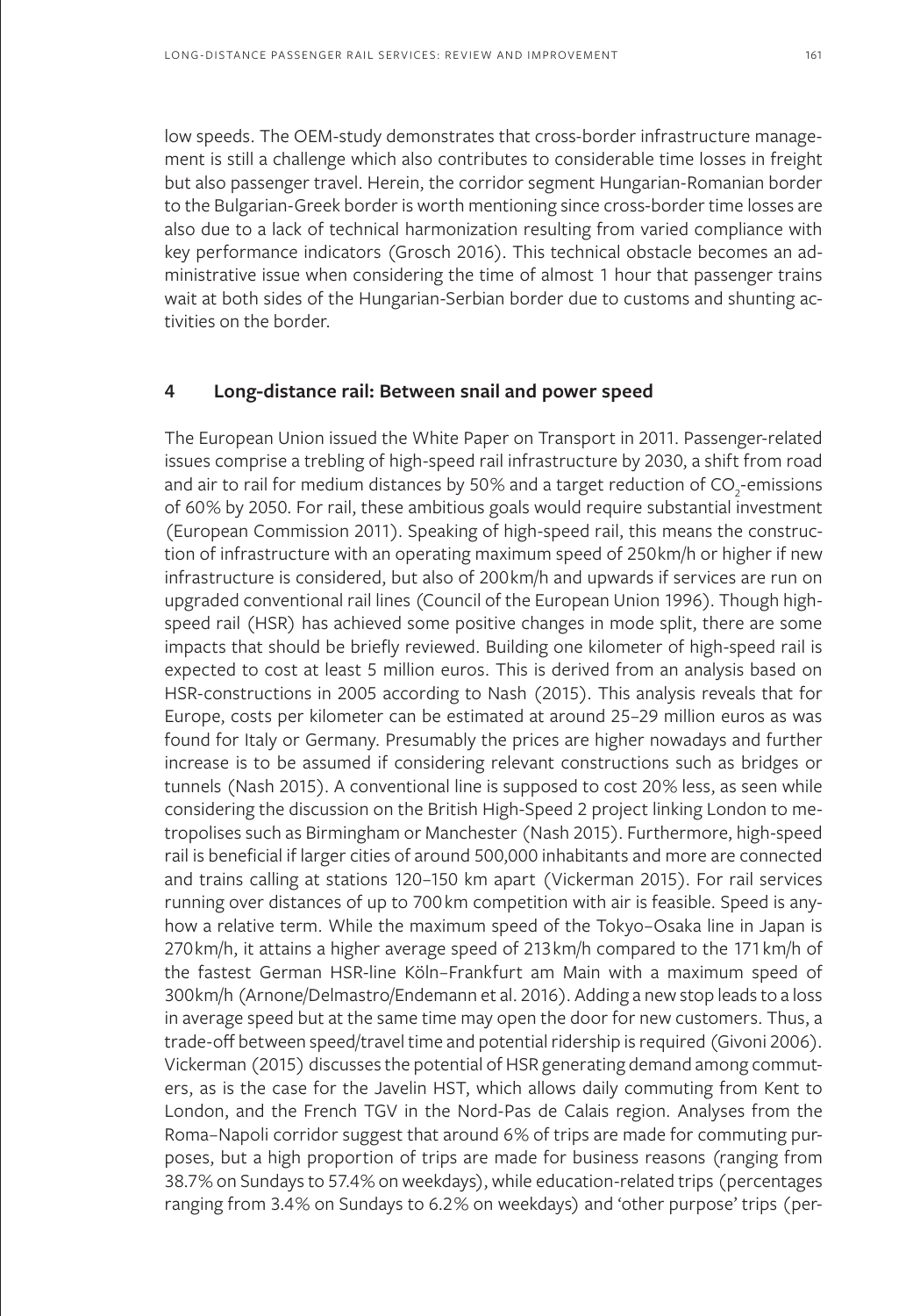low speeds. The OEM-study demonstrates that cross-border infrastructure management is still a challenge which also contributes to considerable time losses in freight but also passenger travel. Herein, the corridor segment Hungarian-Romanian border to the Bulgarian-Greek border is worth mentioning since cross-border time losses are also due to a lack of technical harmonization resulting from varied compliance with key performance indicators (Grosch 2016). This technical obstacle becomes an administrative issue when considering the time of almost 1 hour that passenger trains wait at both sides of the Hungarian-Serbian border due to customs and shunting activities on the border.

## 4 Long-distance rail: Between snail and power speed

The European Union issued the White Paper on Transport in 2011. Passenger-related issues comprise a trebling of high-speed rail infrastructure by 2030, a shift from road and air to rail for medium distances by 50% and a target reduction of $CO_2$-emissions of 60% by 2050. For rail, these ambitious goals would require substantial investment (European Commission 2011). Speaking of high-speed rail, this means the construction of infrastructure with an operating maximum speed of 250 km/h or higher if new infrastructure is considered, but also of 200 km/h and upwards if services are run on upgraded conventional rail lines (Council of the European Union 1996). Though high-speed rail (HSR) has achieved some positive changes in mode split, there are some impacts that should be briefly reviewed. Building one kilometer of high-speed rail is expected to cost at least 5 million euros. This is derived from an analysis based on HSR-constructions in 2005 according to Nash (2015). This analysis reveals that for Europe, costs per kilometer can be estimated at around 25–29 million euros as was found for Italy or Germany. Presumably the prices are higher nowadays and further increase is to be assumed if considering relevant constructions such as bridges or tunnels (Nash 2015). A conventional line is supposed to cost 20% less, as seen while considering the discussion on the British High-Speed 2 project linking London to metropolises such as Birmingham or Manchester (Nash 2015). Furthermore, high-speed rail is beneficial if larger cities of around 500,000 inhabitants and more are connected and trains calling at stations 120–150 km apart (Vickerman 2015). For rail services running over distances of up to 700 km competition with air is feasible. Speed is anyhow a relative term. While the maximum speed of the Tokyo–Osaka line in Japan is 270 km/h, it attains a higher average speed of 213 km/h compared to the 171 km/h of the fastest German HSR-line Köln–Frankfurt am Main with a maximum speed of 300 km/h (Arnone/Delmastro/Endemann et al. 2016). Adding a new stop leads to a loss in average speed but at the same time may open the door for new customers. Thus, a trade-off between speed/travel time and potential ridership is required (Givoni 2006). Vickerman (2015) discusses the potential of HSR generating demand among commuters, as is the case for the Javelin HST, which allows daily commuting from Kent to London, and the French TGV in the Nord-Pas de Calais region. Analyses from the Roma–Napoli corridor suggest that around 6% of trips are made for commuting purposes, but a high proportion of trips are made for business reasons (ranging from 38.7% on Sundays to 57.4% on weekdays), while education-related trips (percentages ranging from 3.4% on Sundays to 6.2% on weekdays) and 'other purpose' trips (per-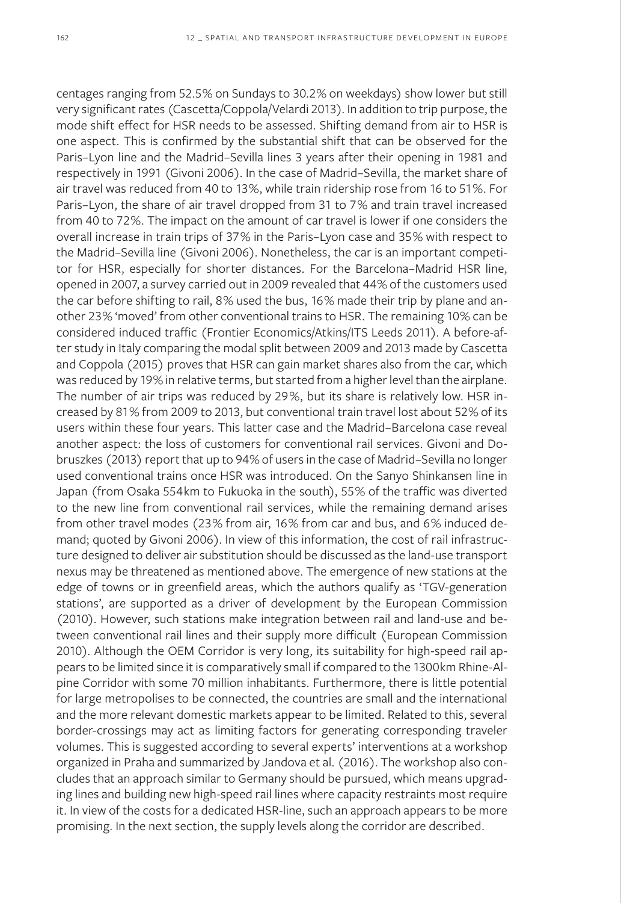centages ranging from 52.5% on Sundays to 30.2% on weekdays) show lower but still very significant rates (Cascetta/Coppola/Velardi 2013). In addition to trip purpose, the mode shift effect for HSR needs to be assessed. Shifting demand from air to HSR is one aspect. This is confirmed by the substantial shift that can be observed for the Paris–Lyon line and the Madrid–Sevilla lines 3 years after their opening in 1981 and respectively in 1991 (Givoni 2006). In the case of Madrid–Sevilla, the market share of air travel was reduced from 40 to 13%, while train ridership rose from 16 to 51%. For Paris–Lyon, the share of air travel dropped from 31 to 7% and train travel increased from 40 to 72%. The impact on the amount of car travel is lower if one considers the overall increase in train trips of 37% in the Paris–Lyon case and 35% with respect to the Madrid–Sevilla line (Givoni 2006). Nonetheless, the car is an important competitor for HSR, especially for shorter distances. For the Barcelona–Madrid HSR line, opened in 2007, a survey carried out in 2009 revealed that 44% of the customers used the car before shifting to rail, 8% used the bus, 16% made their trip by plane and another 23% 'moved' from other conventional trains to HSR. The remaining 10% can be considered induced traffic (Frontier Economics/Atkins/ITS Leeds 2011). A before-after study in Italy comparing the modal split between 2009 and 2013 made by Cascetta and Coppola (2015) proves that HSR can gain market shares also from the car, which was reduced by 19% in relative terms, but started from a higher level than the airplane. The number of air trips was reduced by 29%, but its share is relatively low. HSR increased by 81% from 2009 to 2013, but conventional train travel lost about 52% of its users within these four years. This latter case and the Madrid–Barcelona case reveal another aspect: the loss of customers for conventional rail services. Givoni and Dobruszkes (2013) report that up to 94% of users in the case of Madrid–Sevilla no longer used conventional trains once HSR was introduced. On the Sanyo Shinkansen line in Japan (from Osaka 554km to Fukuoka in the south), 55% of the traffic was diverted to the new line from conventional rail services, while the remaining demand arises from other travel modes (23% from air, 16% from car and bus, and 6% induced demand; quoted by Givoni 2006). In view of this information, the cost of rail infrastructure designed to deliver air substitution should be discussed as the land-use transport nexus may be threatened as mentioned above. The emergence of new stations at the edge of towns or in greenfield areas, which the authors qualify as 'TGV-generation stations', are supported as a driver of development by the European Commission (2010). However, such stations make integration between rail and land-use and between conventional rail lines and their supply more difficult (European Commission 2010). Although the OEM Corridor is very long, its suitability for high-speed rail appears to be limited since it is comparatively small if compared to the 1300km Rhine-Alpine Corridor with some 70 million inhabitants. Furthermore, there is little potential for large metropolises to be connected, the countries are small and the international and the more relevant domestic markets appear to be limited. Related to this, several border-crossings may act as limiting factors for generating corresponding traveler volumes. This is suggested according to several experts' interventions at a workshop organized in Praha and summarized by Jandova et al. (2016). The workshop also concludes that an approach similar to Germany should be pursued, which means upgrading lines and building new high-speed rail lines where capacity restraints most require it. In view of the costs for a dedicated HSR-line, such an approach appears to be more promising. In the next section, the supply levels along the corridor are described.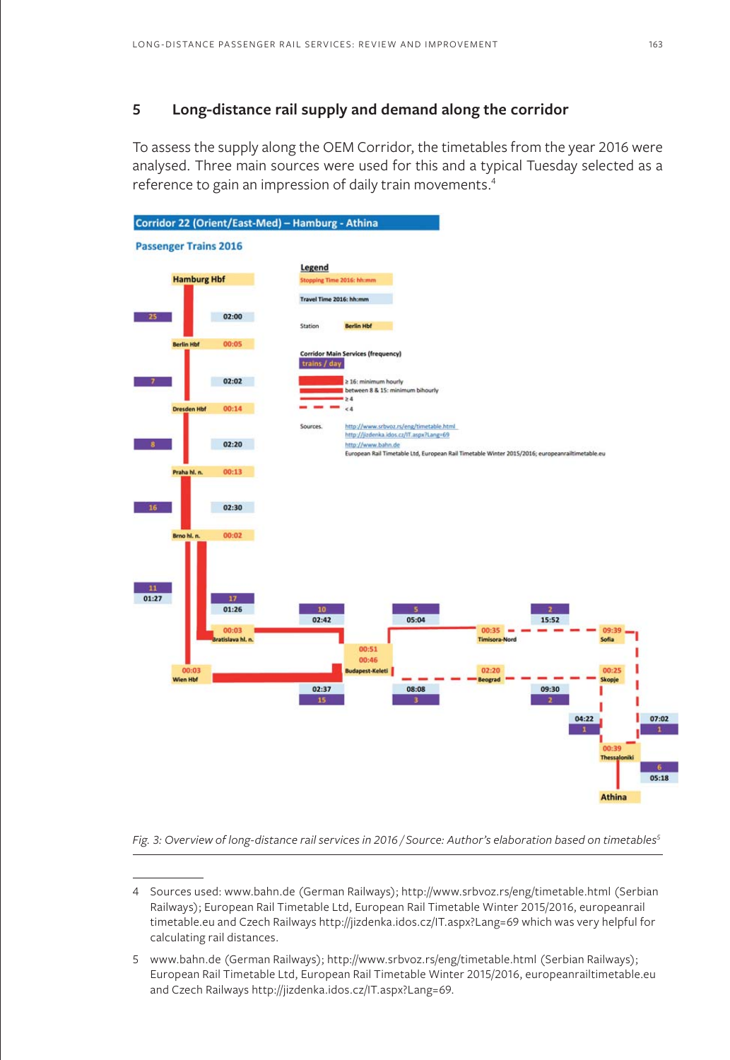## 5 Long-distance rail supply and demand along the corridor

To assess the supply along the OEM Corridor, the timetables from the year 2016 were analysed. Three main sources were used for this and a typical Tuesday selected as a reference to gain an impression of daily train movements.[4]

Corridor 22 (Orient/East-Med) – Hamburg - Athina

Passenger Trains 2016

Legend

Stopping Time 2016: hh:mm

Travel Time 2016: hh:mm

Station Berlin Hbf

Corridor Main Services (frequency)

trains / day

≥ 16: minimum hourly

between 8 & 15: minimum bihourly

≥ 4

< 4

Sources. http://www.srbvoz.rs/eng/timetable.html
http://jizdenka.idos.cz/IT.aspx?Lang=69
http://www.bahn.de
European Rail Timetable Ltd, European Rail Timetable Winter 2015/2016; europeanrailtimetable.eu

Hamburg Hbf

25

02:00

Berlin Hbf 00:05

7

02:02

Dresden Hbf 00:14

8

02:20

Praha hl. n. 00:13

16

02:30

Brno hl. n. 00:02

11

01:27

17

01:26

00:03
Bratislava hl. n.

10

02:42

5

05:04

00:35
Timisora-Nord

2

15:52

09:39
Sofia

00:51

00:46

Budapest-Keleti

00:03
Wien Hbf

02:37

15

08:08

3

02:20
Beograd

09:30

2

00:25
Skopje

04:22

1

07:02

1

00:39
Thessaloniki

6

05:18

Athina

*Fig. 3: Overview of long-distance rail services in 2016 / Source: Author's elaboration based on timetables*[5]

---

4 Sources used: www.bahn.de (German Railways); http://www.srbvoz.rs/eng/timetable.html (Serbian Railways); European Rail Timetable Ltd, European Rail Timetable Winter 2015/2016, europeanrail timetable.eu and Czech Railways http://jizdenka.idos.cz/IT.aspx?Lang=69 which was very helpful for calculating rail distances.

5 www.bahn.de (German Railways); http://www.srbvoz.rs/eng/timetable.html (Serbian Railways); European Rail Timetable Ltd, European Rail Timetable Winter 2015/2016, europeanrailtimetable.eu and Czech Railways http://jizdenka.idos.cz/IT.aspx?Lang=69.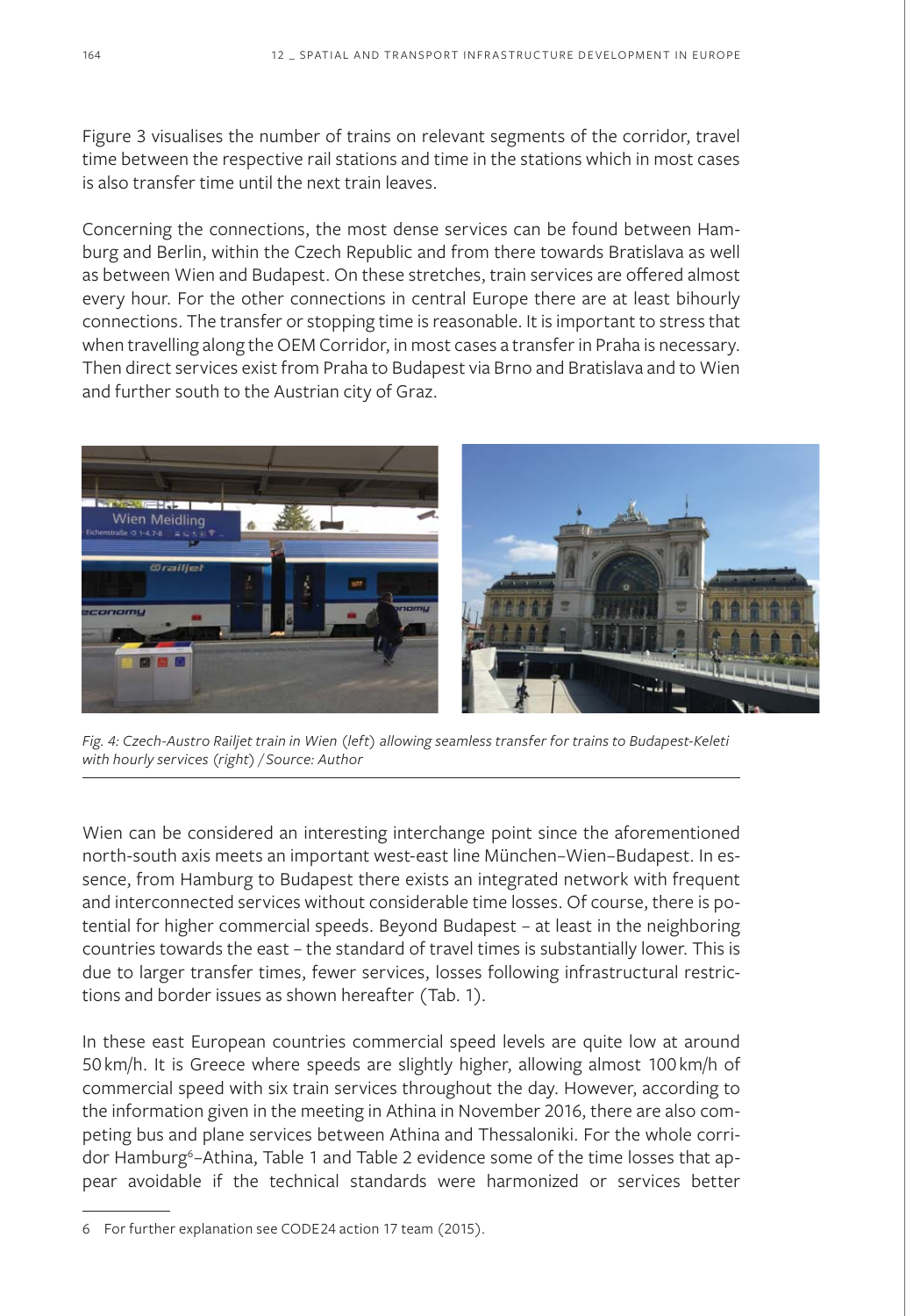Figure 3 visualises the number of trains on relevant segments of the corridor, travel time between the respective rail stations and time in the stations which in most cases is also transfer time until the next train leaves.

Concerning the connections, the most dense services can be found between Hamburg and Berlin, within the Czech Republic and from there towards Bratislava as well as between Wien and Budapest. On these stretches, train services are offered almost every hour. For the other connections in central Europe there are at least bihourly connections. The transfer or stopping time is reasonable. It is important to stress that when travelling along the OEM Corridor, in most cases a transfer in Praha is necessary. Then direct services exist from Praha to Budapest via Brno and Bratislava and to Wien and further south to the Austrian city of Graz.

*Fig. 4: Czech-Austro Railjet train in Wien (left) allowing seamless transfer for trains to Budapest-Keleti with hourly services (right) / Source: Author*

Wien can be considered an interesting interchange point since the aforementioned north-south axis meets an important west-east line München–Wien–Budapest. In essence, from Hamburg to Budapest there exists an integrated network with frequent and interconnected services without considerable time losses. Of course, there is potential for higher commercial speeds. Beyond Budapest – at least in the neighboring countries towards the east – the standard of travel times is substantially lower. This is due to larger transfer times, fewer services, losses following infrastructural restrictions and border issues as shown hereafter (Tab. 1).

In these east European countries commercial speed levels are quite low at around 50 km/h. It is Greece where speeds are slightly higher, allowing almost 100 km/h of commercial speed with six train services throughout the day. However, according to the information given in the meeting in Athina in November 2016, there are also competing bus and plane services between Athina and Thessaloniki. For the whole corridor Hamburg[6]–Athina, Table 1 and Table 2 evidence some of the time losses that appear avoidable if the technical standards were harmonized or services better

6 For further explanation see CODE24 action 17 team (2015).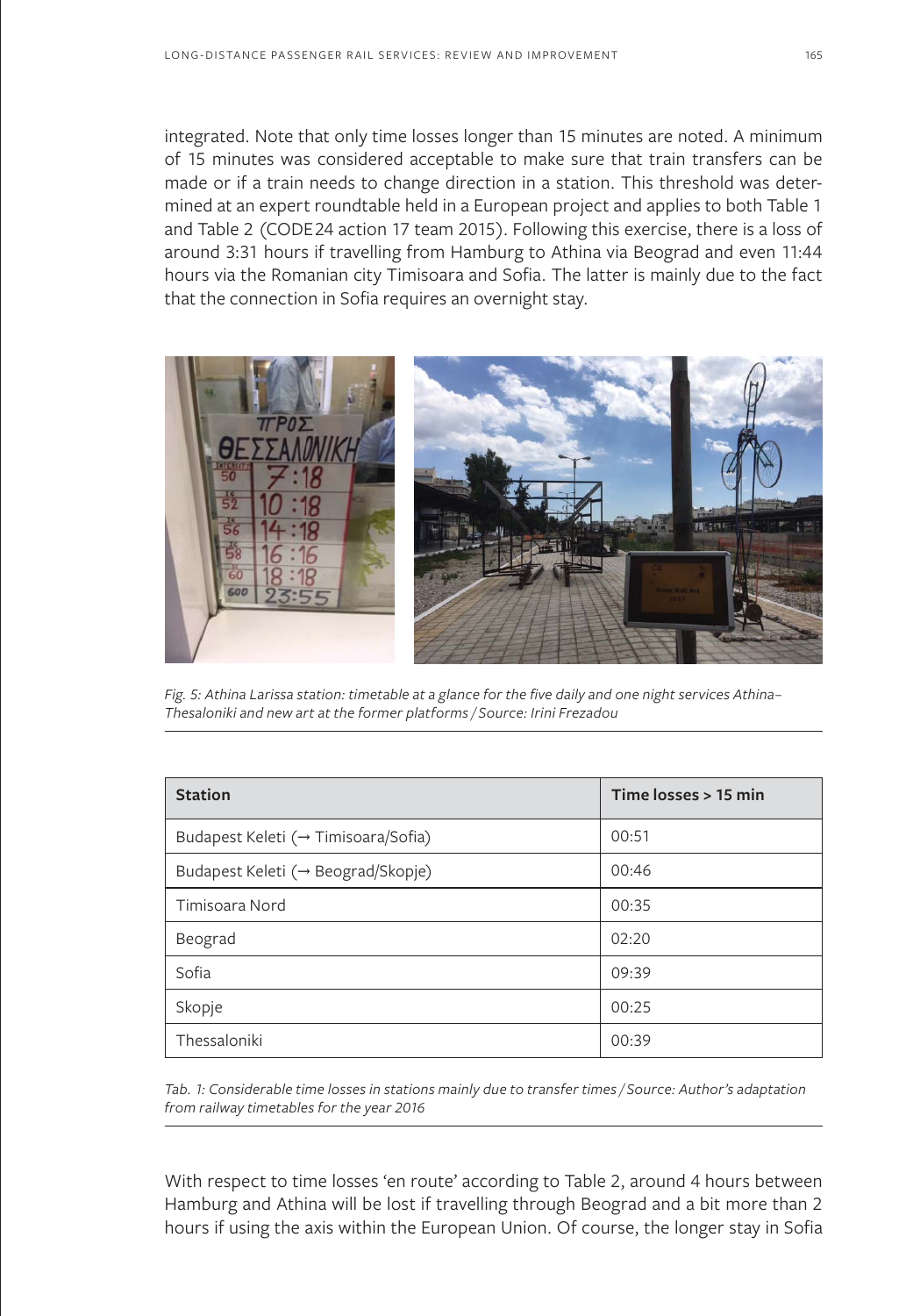integrated. Note that only time losses longer than 15 minutes are noted. A minimum of 15 minutes was considered acceptable to make sure that train transfers can be made or if a train needs to change direction in a station. This threshold was determined at an expert roundtable held in a European project and applies to both Table 1 and Table 2 (CODE24 action 17 team 2015). Following this exercise, there is a loss of around 3:31 hours if travelling from Hamburg to Athina via Beograd and even 11:44 hours via the Romanian city Timisoara and Sofia. The latter is mainly due to the fact that the connection in Sofia requires an overnight stay.

*Fig. 5: Athina Larissa station: timetable at a glance for the five daily and one night services Athina–Thesaloniki and new art at the former platforms / Source: Irini Frezadou*

| Station | Time losses > 15 min |
|---|---|
| Budapest Keleti (→ Timisoara/Sofia) | 00:51 |
| Budapest Keleti (→ Beograd/Skopje) | 00:46 |
| Timisoara Nord | 00:35 |
| Beograd | 02:20 |
| Sofia | 09:39 |
| Skopje | 00:25 |
| Thessaloniki | 00:39 |

*Tab. 1: Considerable time losses in stations mainly due to transfer times / Source: Author's adaptation from railway timetables for the year 2016*

With respect to time losses 'en route' according to Table 2, around 4 hours between Hamburg and Athina will be lost if travelling through Beograd and a bit more than 2 hours if using the axis within the European Union. Of course, the longer stay in Sofia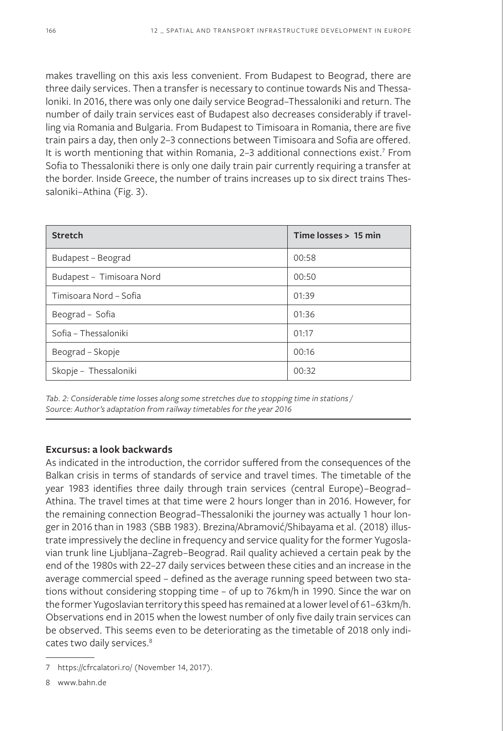makes travelling on this axis less convenient. From Budapest to Beograd, there are three daily services. Then a transfer is necessary to continue towards Nis and Thessaloniki. In 2016, there was only one daily service Beograd–Thessaloniki and return. The number of daily train services east of Budapest also decreases considerably if travelling via Romania and Bulgaria. From Budapest to Timisoara in Romania, there are five train pairs a day, then only 2–3 connections between Timisoara and Sofia are offered. It is worth mentioning that within Romania, 2–3 additional connections exist.[7] From Sofia to Thessaloniki there is only one daily train pair currently requiring a transfer at the border. Inside Greece, the number of trains increases up to six direct trains Thessaloniki–Athina (Fig. 3).

| Stretch | Time losses > 15 min |
|---|---|
| Budapest – Beograd | 00:58 |
| Budapest – Timisoara Nord | 00:50 |
| Timisoara Nord – Sofia | 01:39 |
| Beograd – Sofia | 01:36 |
| Sofia – Thessaloniki | 01:17 |
| Beograd – Skopje | 00:16 |
| Skopje – Thessaloniki | 00:32 |

*Tab. 2: Considerable time losses along some stretches due to stopping time in stations / Source: Author's adaptation from railway timetables for the year 2016*

**Excursus: a look backwards**

As indicated in the introduction, the corridor suffered from the consequences of the Balkan crisis in terms of standards of service and travel times. The timetable of the year 1983 identifies three daily through train services (central Europe)–Beograd–Athina. The travel times at that time were 2 hours longer than in 2016. However, for the remaining connection Beograd–Thessaloniki the journey was actually 1 hour longer in 2016 than in 1983 (SBB 1983). Brezina/Abramović/Shibayama et al. (2018) illustrate impressively the decline in frequency and service quality for the former Yugoslavian trunk line Ljubljana–Zagreb–Beograd. Rail quality achieved a certain peak by the end of the 1980s with 22–27 daily services between these cities and an increase in the average commercial speed – defined as the average running speed between two stations without considering stopping time – of up to 76 km/h in 1990. Since the war on the former Yugoslavian territory this speed has remained at a lower level of 61–63 km/h. Observations end in 2015 when the lowest number of only five daily train services can be observed. This seems even to be deteriorating as the timetable of 2018 only indicates two daily services.[8]

7 https://cfrcalatori.ro/ (November 14, 2017).

8 www.bahn.de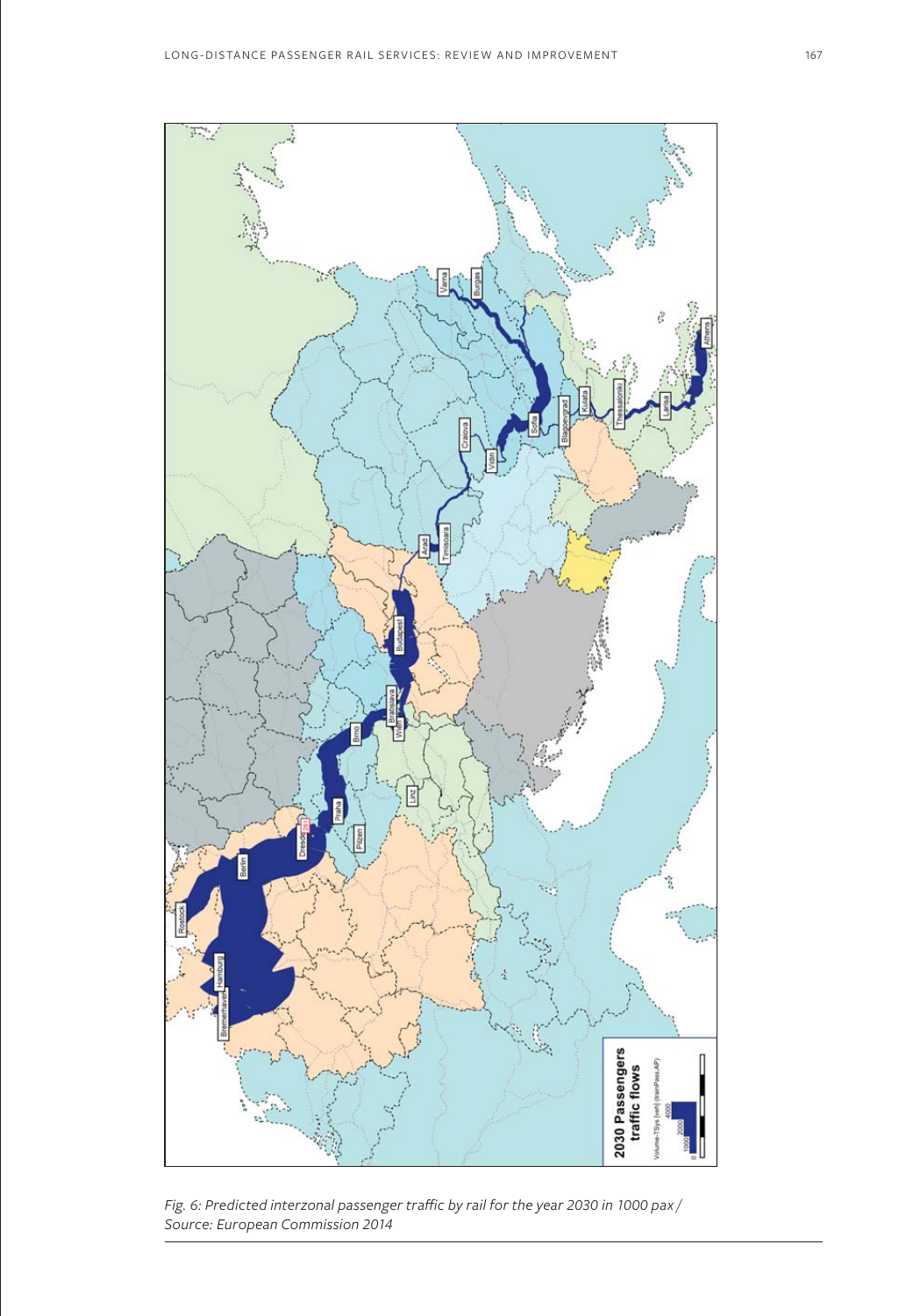Bremerhaven
Hamburg
Rostock
Berlin
Dresden
Praha
Plzen
Brno
Linz
Wien
Bratislava
Budapest
Arad
Timisoara
Craiova
Vidin
Sofia
Blagoevgrad
Kulata
Thessaloniki
Larisa
Athens
Varna
Burgas

2030 Passengers traffic flows

Volume-TSys (veh) (tranPass,AP)

4000
2000
1000
0

*Fig. 6: Predicted interzonal passenger traffic by rail for the year 2030 in 1000 pax / Source: European Commission 2014*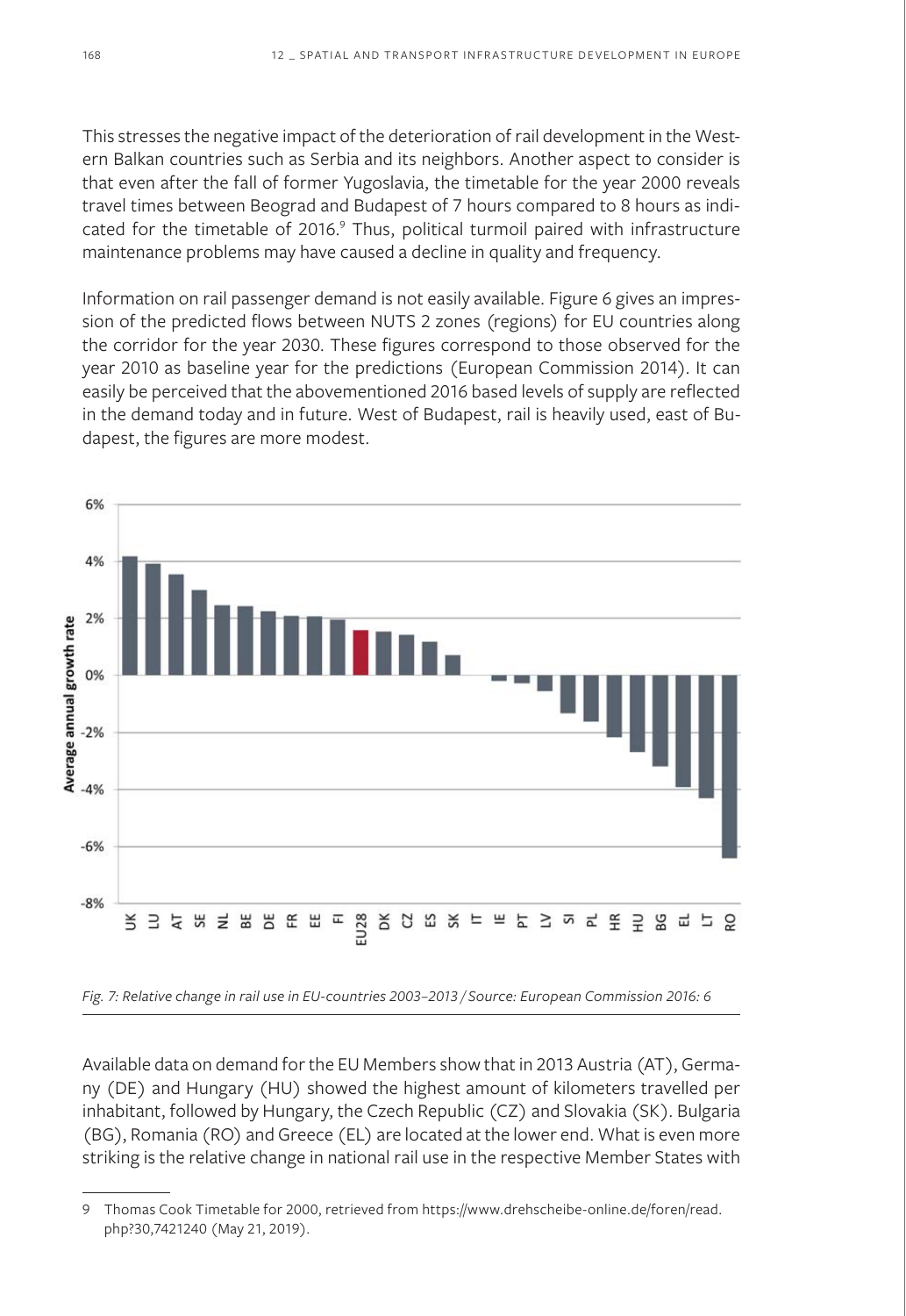This stresses the negative impact of the deterioration of rail development in the Western Balkan countries such as Serbia and its neighbors. Another aspect to consider is that even after the fall of former Yugoslavia, the timetable for the year 2000 reveals travel times between Beograd and Budapest of 7 hours compared to 8 hours as indicated for the timetable of 2016.[9] Thus, political turmoil paired with infrastructure maintenance problems may have caused a decline in quality and frequency.

Information on rail passenger demand is not easily available. Figure 6 gives an impression of the predicted flows between NUTS 2 zones (regions) for EU countries along the corridor for the year 2030. These figures correspond to those observed for the year 2010 as baseline year for the predictions (European Commission 2014). It can easily be perceived that the abovementioned 2016 based levels of supply are reflected in the demand today and in future. West of Budapest, rail is heavily used, east of Budapest, the figures are more modest.

Average annual growth rate

6%
4%
2%
0%
-2%
-4%
-6%
-8%

UK LU AT SE NL BE DE FR EE FI EU28 DK CZ ES SK IT IE PT LV SI PL HR HU BG EL LT RO

*Fig. 7: Relative change in rail use in EU-countries 2003–2013 / Source: European Commission 2016: 6*

Available data on demand for the EU Members show that in 2013 Austria (AT), Germany (DE) and Hungary (HU) showed the highest amount of kilometers travelled per inhabitant, followed by Hungary, the Czech Republic (CZ) and Slovakia (SK). Bulgaria (BG), Romania (RO) and Greece (EL) are located at the lower end. What is even more striking is the relative change in national rail use in the respective Member States with

9 Thomas Cook Timetable for 2000, retrieved from https://www.drehscheibe-online.de/foren/read.php?30,7421240 (May 21, 2019).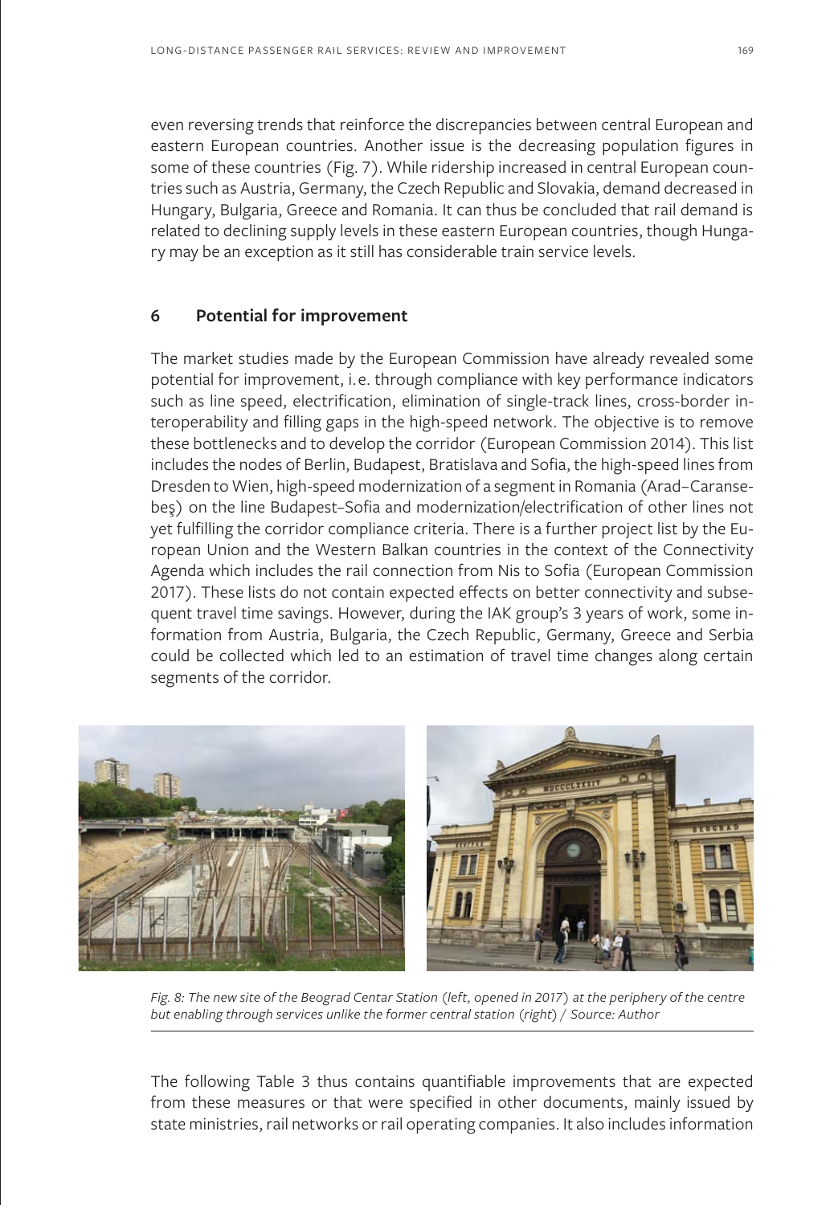even reversing trends that reinforce the discrepancies between central European and eastern European countries. Another issue is the decreasing population figures in some of these countries (Fig. 7). While ridership increased in central European countries such as Austria, Germany, the Czech Republic and Slovakia, demand decreased in Hungary, Bulgaria, Greece and Romania. It can thus be concluded that rail demand is related to declining supply levels in these eastern European countries, though Hungary may be an exception as it still has considerable train service levels.

## 6 Potential for improvement

The market studies made by the European Commission have already revealed some potential for improvement, i.e. through compliance with key performance indicators such as line speed, electrification, elimination of single-track lines, cross-border interoperability and filling gaps in the high-speed network. The objective is to remove these bottlenecks and to develop the corridor (European Commission 2014). This list includes the nodes of Berlin, Budapest, Bratislava and Sofia, the high-speed lines from Dresden to Wien, high-speed modernization of a segment in Romania (Arad–Caransebeş) on the line Budapest–Sofia and modernization/electrification of other lines not yet fulfilling the corridor compliance criteria. There is a further project list by the European Union and the Western Balkan countries in the context of the Connectivity Agenda which includes the rail connection from Nis to Sofia (European Commission 2017). These lists do not contain expected effects on better connectivity and subsequent travel time savings. However, during the IAK group's 3 years of work, some information from Austria, Bulgaria, the Czech Republic, Germany, Greece and Serbia could be collected which led to an estimation of travel time changes along certain segments of the corridor.

*Fig. 8: The new site of the Beograd Centar Station (left, opened in 2017) at the periphery of the centre but enabling through services unlike the former central station (right) / Source: Author*

The following Table 3 thus contains quantifiable improvements that are expected from these measures or that were specified in other documents, mainly issued by state ministries, rail networks or rail operating companies. It also includes information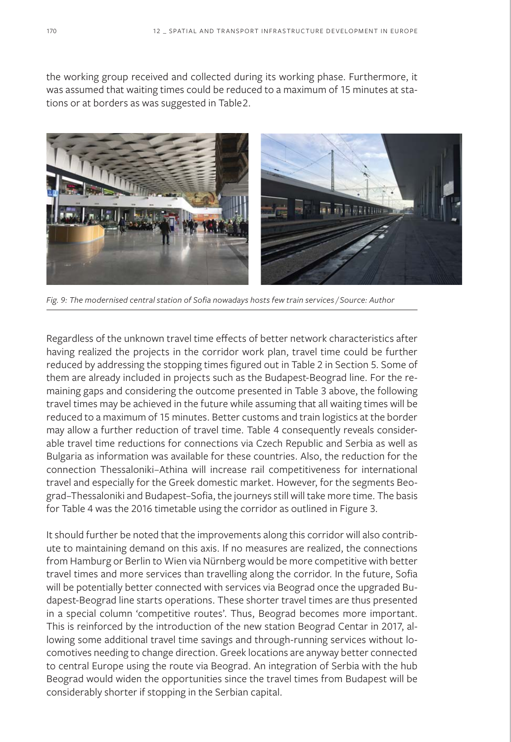the working group received and collected during its working phase. Furthermore, it was assumed that waiting times could be reduced to a maximum of 15 minutes at stations or at borders as was suggested in Table2.

*Fig. 9: The modernised central station of Sofia nowadays hosts few train services / Source: Author*

Regardless of the unknown travel time effects of better network characteristics after having realized the projects in the corridor work plan, travel time could be further reduced by addressing the stopping times figured out in Table 2 in Section 5. Some of them are already included in projects such as the Budapest-Beograd line. For the remaining gaps and considering the outcome presented in Table 3 above, the following travel times may be achieved in the future while assuming that all waiting times will be reduced to a maximum of 15 minutes. Better customs and train logistics at the border may allow a further reduction of travel time. Table 4 consequently reveals considerable travel time reductions for connections via Czech Republic and Serbia as well as Bulgaria as information was available for these countries. Also, the reduction for the connection Thessaloniki–Athina will increase rail competitiveness for international travel and especially for the Greek domestic market. However, for the segments Beograd–Thessaloniki and Budapest–Sofia, the journeys still will take more time. The basis for Table 4 was the 2016 timetable using the corridor as outlined in Figure 3.

It should further be noted that the improvements along this corridor will also contribute to maintaining demand on this axis. If no measures are realized, the connections from Hamburg or Berlin to Wien via Nürnberg would be more competitive with better travel times and more services than travelling along the corridor. In the future, Sofia will be potentially better connected with services via Beograd once the upgraded Budapest-Beograd line starts operations. These shorter travel times are thus presented in a special column 'competitive routes'. Thus, Beograd becomes more important. This is reinforced by the introduction of the new station Beograd Centar in 2017, allowing some additional travel time savings and through-running services without locomotives needing to change direction. Greek locations are anyway better connected to central Europe using the route via Beograd. An integration of Serbia with the hub Beograd would widen the opportunities since the travel times from Budapest will be considerably shorter if stopping in the Serbian capital.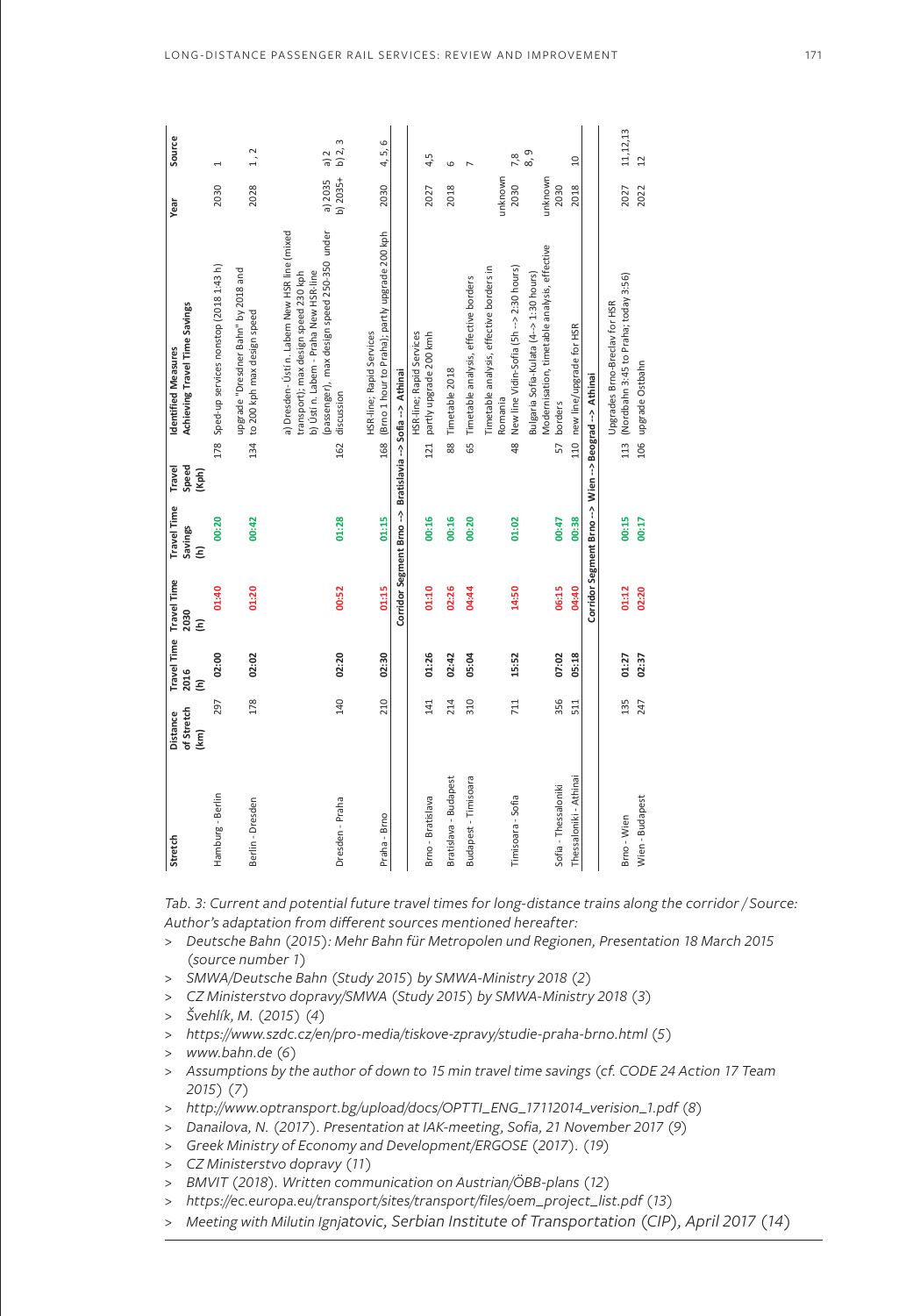| Stretch | Distance of Stretch (km) | Travel Time 2016 (h) | Travel Time 2030 (h) | Travel Time Savings (h) | Travel Speed (Kph) | Identified Measures Achieving Travel Time Savings | Year | Source |
|---|---|---|---|---|---|---|---|---|
| Hamburg - Berlin | 297 | 02:00 | 01:40 | 00:20 | 178 | Sped-up services nonstop (2018 1:43 h) | 2030 | 1 |
| Berlin - Dresden | 178 | 02:02 | 01:20 | 00:42 | 134 | upgrade "Dresdner Bahn" by 2018 and to 200 kph max design speed | 2028 | 1, 2 |
| Dresden - Praha | 140 | 02:20 | 00:52 | 01:28 | 162 | a) Dresden - Ústí n. Labem New HSR line (mixed transport); max design speed 230 kph<br>b) Ústí n. Labem - Praha New HSR-line (passenger), max design speed 250-350 under discussion | a) 2035<br>b) 2035+ | a) 2<br>b) 2, 3 |
| Praha - Brno | 210 | 02:30 | 01:15 | 01:15 | 168 | HSR-line; Rapid Services (Brno 1 hour to Praha); partly upgrade 200 kph | 2030 | 4, 5, 6 |
| **Corridor Segment Brno --> Bratislavia --> Sofia --> Athinai** | | | | | | | | |
| Brno - Bratislava | 141 | 01:26 | 01:10 | 00:16 | 121 | HSR-line; Rapid Services partly upgrade 200 kmh | 2027 | 4,5 |
| Bratislava - Budapest | 214 | 02:42 | 02:26 | 00:16 | 88 | Timetable 2018 | 2018 | 6 |
| Budapest - Timisoara | 310 | 05:04 | 04:44 | 00:20 | 65 | Timetable analysis, effective borders | | 7 |
| Timisoara - Sofia | 711 | 15:52 | 14:50 | 01:02 | 48 | Timetable analysis, effective borders in Romania<br>New line Vidin-Sofia (5h --> 2:30 hours) | unknown<br>2030 | 7,8<br>8, 9 |
| Sofia - Thessaloniki | 356 | 07:02 | 06:15 | 00:47 | 57 | Bulgaria Sofia-Kulata (4--> 1:30 hours)<br>Modernisation, timetable analysis, effective borders | unknown<br>2030 | |
| Thessaloniki - Athinai | 511 | 05:18 | 04:40 | 00:38 | 110 | new line/upgrade for HSR | 2018 | 10 |
| **Corridor Segment Brno --> Wien --> Beograd --> Athinai** | | | | | | | | |
| Brno - Wien | 135 | 01:27 | 01:12 | 00:15 | 113 | Upgrades Brno-Breclav for HSR (Nordbahn 3:45 to Praha; today 3:56) | 2027 | 11,12,13 |
| Wien - Budapest | 247 | 02:37 | 02:20 | 00:17 | 106 | upgrade Ostbahn | 2022 | 12 |

*Tab. 3: Current and potential future travel times for long-distance trains along the corridor / Source: Author's adaptation from different sources mentioned hereafter:*

> *Deutsche Bahn (2015): Mehr Bahn für Metropolen und Regionen, Presentation 18 March 2015 (source number 1)*
> *SMWA/Deutsche Bahn (Study 2015) by SMWA-Ministry 2018 (2)*
> *CZ Ministerstvo dopravy/SMWA (Study 2015) by SMWA-Ministry 2018 (3)*
> *Švehlík, M. (2015) (4)*
> *https://www.szdc.cz/en/pro-media/tiskove-zpravy/studie-praha-brno.html (5)*
> *www.bahn.de (6)*
> *Assumptions by the author of down to 15 min travel time savings (cf. CODE 24 Action 17 Team 2015) (7)*
> *http://www.optransport.bg/upload/docs/OPTTI_ENG_17112014_verision_1.pdf (8)*
> *Danailova, N. (2017). Presentation at IAK-meeting, Sofia, 21 November 2017 (9)*
> *Greek Ministry of Economy and Development/ERGOSE (2017). (19)*
> *CZ Ministerstvo dopravy (11)*
> *BMVIT (2018). Written communication on Austrian/ÖBB-plans (12)*
> *https://ec.europa.eu/transport/sites/transport/files/oem_project_list.pdf (13)*
> *Meeting with Milutin Ignjatovic, Serbian Institute of Transportation (CIP), April 2017 (14)*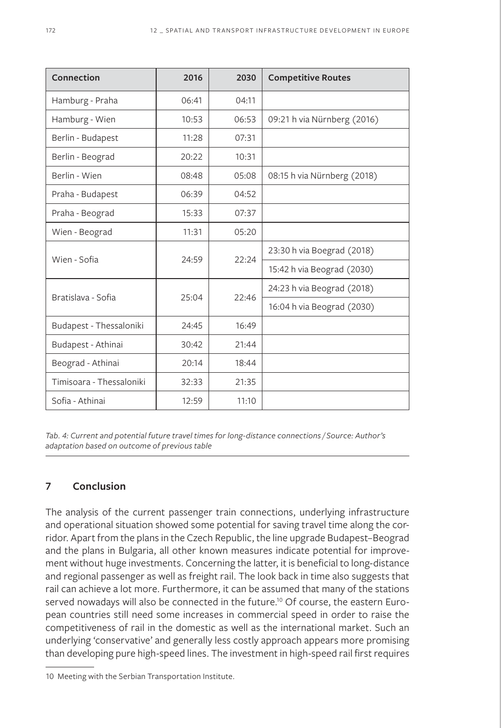| Connection | 2016 | 2030 | Competitive Routes |
|---|---|---|---|
| Hamburg - Praha | 06:41 | 04:11 | |
| Hamburg - Wien | 10:53 | 06:53 | 09:21 h via Nürnberg (2016) |
| Berlin - Budapest | 11:28 | 07:31 | |
| Berlin - Beograd | 20:22 | 10:31 | |
| Berlin - Wien | 08:48 | 05:08 | 08:15 h via Nürnberg (2018) |
| Praha - Budapest | 06:39 | 04:52 | |
| Praha - Beograd | 15:33 | 07:37 | |
| Wien - Beograd | 11:31 | 05:20 | |
| Wien - Sofia | 24:59 | 22:24 | 23:30 h via Boegrad (2018) |
| | | | 15:42 h via Beograd (2030) |
| Bratislava - Sofia | 25:04 | 22:46 | 24:23 h via Beograd (2018) |
| | | | 16:04 h via Beograd (2030) |
| Budapest - Thessaloniki | 24:45 | 16:49 | |
| Budapest - Athinai | 30:42 | 21:44 | |
| Beograd - Athinai | 20:14 | 18:44 | |
| Timisoara - Thessaloniki | 32:33 | 21:35 | |
| Sofia - Athinai | 12:59 | 11:10 | |

*Tab. 4: Current and potential future travel times for long-distance connections / Source: Author's adaptation based on outcome of previous table*

## 7 Conclusion

The analysis of the current passenger train connections, underlying infrastructure and operational situation showed some potential for saving travel time along the corridor. Apart from the plans in the Czech Republic, the line upgrade Budapest–Beograd and the plans in Bulgaria, all other known measures indicate potential for improvement without huge investments. Concerning the latter, it is beneficial to long-distance and regional passenger as well as freight rail. The look back in time also suggests that rail can achieve a lot more. Furthermore, it can be assumed that many of the stations served nowadays will also be connected in the future.[10] Of course, the eastern European countries still need some increases in commercial speed in order to raise the competitiveness of rail in the domestic as well as the international market. Such an underlying 'conservative' and generally less costly approach appears more promising than developing pure high-speed lines. The investment in high-speed rail first requires

10 Meeting with the Serbian Transportation Institute.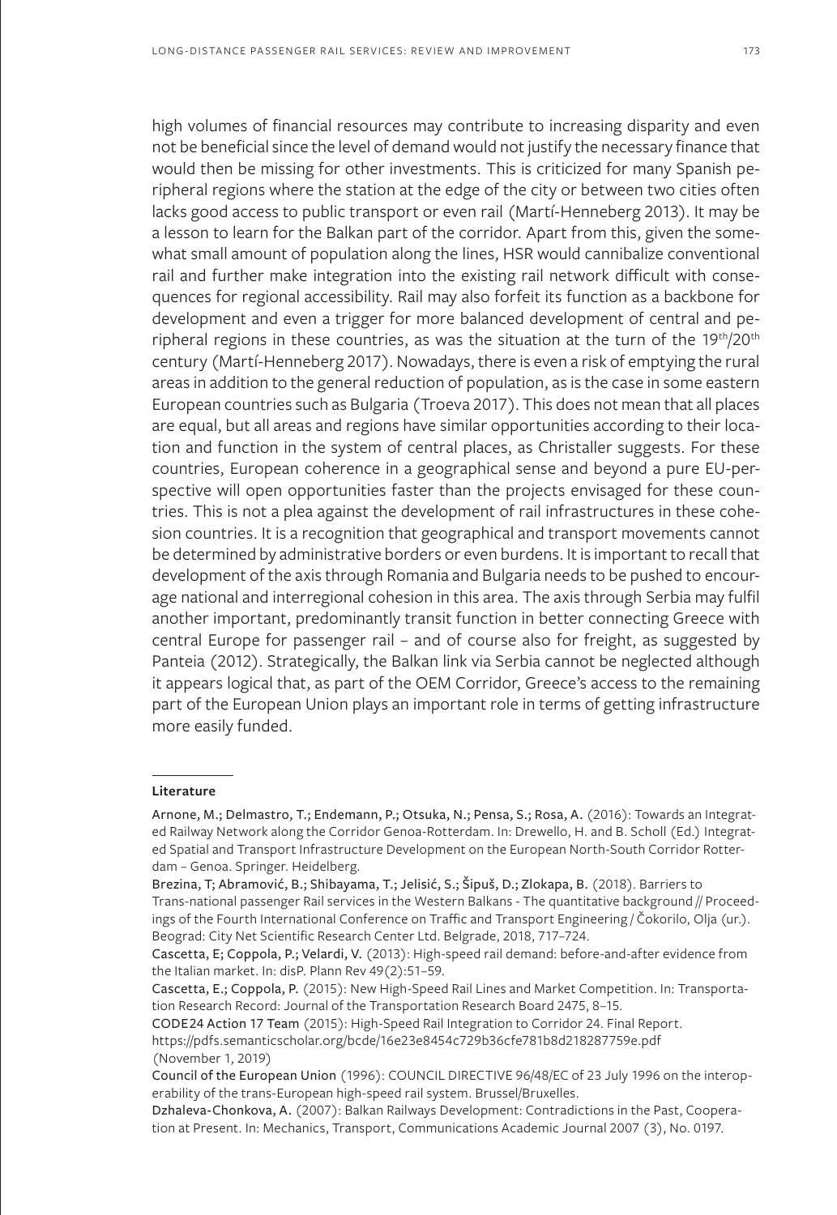high volumes of financial resources may contribute to increasing disparity and even not be beneficial since the level of demand would not justify the necessary finance that would then be missing for other investments. This is criticized for many Spanish peripheral regions where the station at the edge of the city or between two cities often lacks good access to public transport or even rail (Martí-Henneberg 2013). It may be a lesson to learn for the Balkan part of the corridor. Apart from this, given the somewhat small amount of population along the lines, HSR would cannibalize conventional rail and further make integration into the existing rail network difficult with consequences for regional accessibility. Rail may also forfeit its function as a backbone for development and even a trigger for more balanced development of central and peripheral regions in these countries, as was the situation at the turn of the 19th/20th century (Martí-Henneberg 2017). Nowadays, there is even a risk of emptying the rural areas in addition to the general reduction of population, as is the case in some eastern European countries such as Bulgaria (Troeva 2017). This does not mean that all places are equal, but all areas and regions have similar opportunities according to their location and function in the system of central places, as Christaller suggests. For these countries, European coherence in a geographical sense and beyond a pure EU-perspective will open opportunities faster than the projects envisaged for these countries. This is not a plea against the development of rail infrastructures in these cohesion countries. It is a recognition that geographical and transport movements cannot be determined by administrative borders or even burdens. It is important to recall that development of the axis through Romania and Bulgaria needs to be pushed to encourage national and interregional cohesion in this area. The axis through Serbia may fulfil another important, predominantly transit function in better connecting Greece with central Europe for passenger rail – and of course also for freight, as suggested by Panteia (2012). Strategically, the Balkan link via Serbia cannot be neglected although it appears logical that, as part of the OEM Corridor, Greece's access to the remaining part of the European Union plays an important role in terms of getting infrastructure more easily funded.

**Literature**

Arnone, M.; Delmastro, T.; Endemann, P.; Otsuka, N.; Pensa, S.; Rosa, A. (2016): Towards an Integrated Railway Network along the Corridor Genoa-Rotterdam. In: Drewello, H. and B. Scholl (Ed.) Integrated Spatial and Transport Infrastructure Development on the European North-South Corridor Rotterdam – Genoa. Springer. Heidelberg.

Brezina, T; Abramović, B.; Shibayama, T.; Jelisić, S.; Šipuš, D.; Zlokapa, B. (2018). Barriers to Trans-national passenger Rail services in the Western Balkans - The quantitative background // Proceedings of the Fourth International Conference on Traffic and Transport Engineering / Čokorilo, Olja (ur.). Beograd: City Net Scientific Research Center Ltd. Belgrade, 2018, 717–724.

Cascetta, E; Coppola, P.; Velardi, V. (2013): High-speed rail demand: before-and-after evidence from the Italian market. In: disP. Plann Rev 49(2):51–59.

Cascetta, E.; Coppola, P. (2015): New High-Speed Rail Lines and Market Competition. In: Transportation Research Record: Journal of the Transportation Research Board 2475, 8–15.

CODE24 Action 17 Team (2015): High-Speed Rail Integration to Corridor 24. Final Report. https://pdfs.semanticscholar.org/bcde/16e23e8454c729b36cfe781b8d218287759e.pdf (November 1, 2019)

Council of the European Union (1996): COUNCIL DIRECTIVE 96/48/EC of 23 July 1996 on the interoperability of the trans-European high-speed rail system. Brussel/Bruxelles.

Dzhaleva-Chonkova, A. (2007): Balkan Railways Development: Contradictions in the Past, Cooperation at Present. In: Mechanics, Transport, Communications Academic Journal 2007 (3), No. 0197.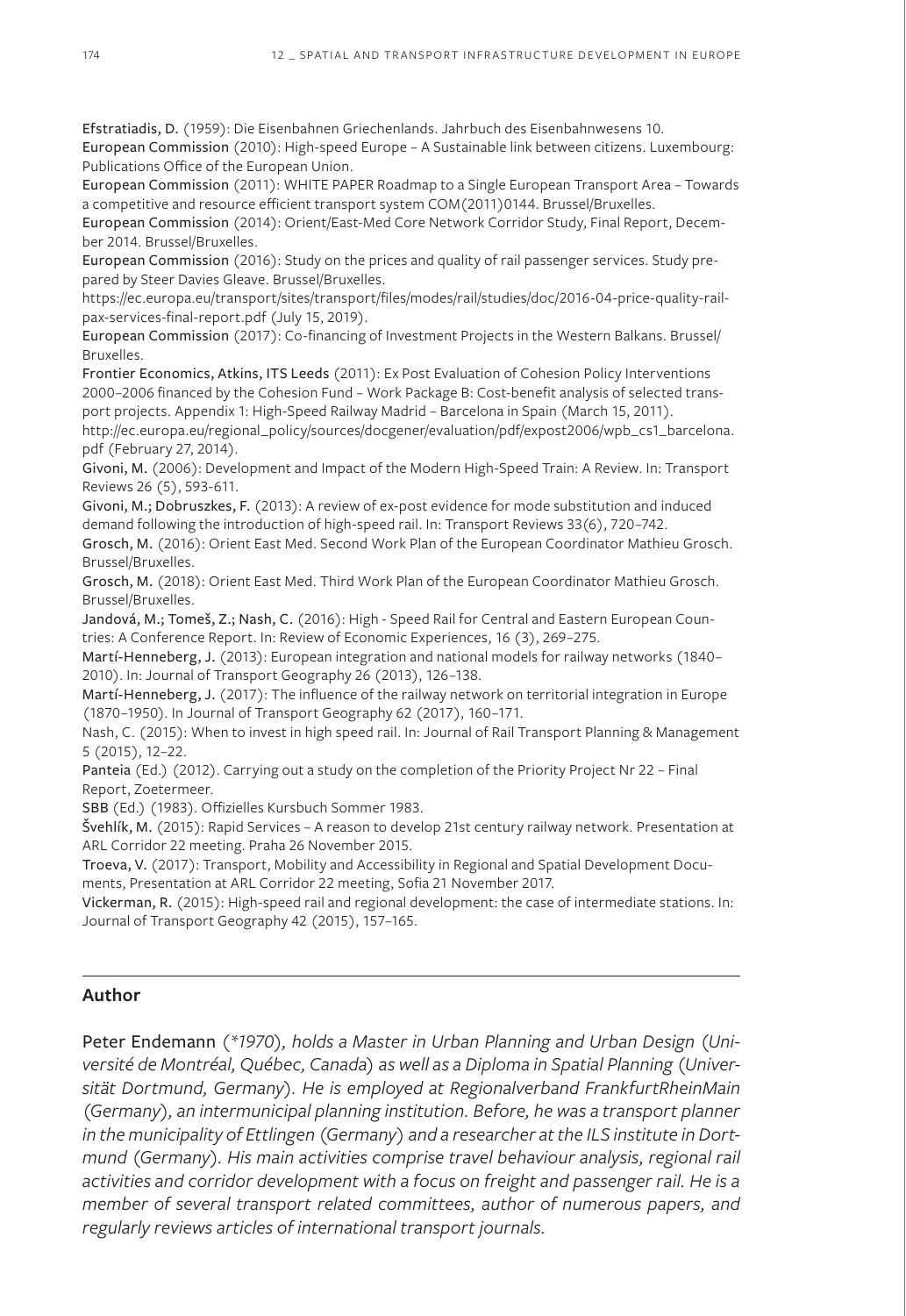**Efstratiadis, D.** (1959): Die Eisenbahnen Griechenlands. Jahrbuch des Eisenbahnwesens 10.

**European Commission** (2010): High-speed Europe – A Sustainable link between citizens. Luxembourg: Publications Office of the European Union.

**European Commission** (2011): WHITE PAPER Roadmap to a Single European Transport Area – Towards a competitive and resource efficient transport system COM(2011)0144. Brussel/Bruxelles.

**European Commission** (2014): Orient/East-Med Core Network Corridor Study, Final Report, December 2014. Brussel/Bruxelles.

**European Commission** (2016): Study on the prices and quality of rail passenger services. Study prepared by Steer Davies Gleave. Brussel/Bruxelles.
https://ec.europa.eu/transport/sites/transport/files/modes/rail/studies/doc/2016-04-price-quality-rail-pax-services-final-report.pdf (July 15, 2019).

**European Commission** (2017): Co-financing of Investment Projects in the Western Balkans. Brussel/Bruxelles.

**Frontier Economics, Atkins, ITS Leeds** (2011): Ex Post Evaluation of Cohesion Policy Interventions 2000–2006 financed by the Cohesion Fund – Work Package B: Cost-benefit analysis of selected transport projects. Appendix 1: High-Speed Railway Madrid – Barcelona in Spain (March 15, 2011).
http://ec.europa.eu/regional_policy/sources/docgener/evaluation/pdf/expost2006/wpb_cs1_barcelona.pdf (February 27, 2014).

**Givoni, M.** (2006): Development and Impact of the Modern High-Speed Train: A Review. In: Transport Reviews 26 (5), 593-611.

**Givoni, M.; Dobruszkes, F.** (2013): A review of ex-post evidence for mode substitution and induced demand following the introduction of high-speed rail. In: Transport Reviews 33(6), 720–742.

**Grosch, M.** (2016): Orient East Med. Second Work Plan of the European Coordinator Mathieu Grosch. Brussel/Bruxelles.

**Grosch, M.** (2018): Orient East Med. Third Work Plan of the European Coordinator Mathieu Grosch. Brussel/Bruxelles.

**Jandová, M.; Tomeš, Z.; Nash, C.** (2016): High - Speed Rail for Central and Eastern European Countries: A Conference Report. In: Review of Economic Experiences, 16 (3), 269–275.

**Martí-Henneberg, J.** (2013): European integration and national models for railway networks (1840–2010). In: Journal of Transport Geography 26 (2013), 126–138.

**Martí-Henneberg, J.** (2017): The influence of the railway network on territorial integration in Europe (1870–1950). In Journal of Transport Geography 62 (2017), 160–171.

**Nash, C.** (2015): When to invest in high speed rail. In: Journal of Rail Transport Planning & Management 5 (2015), 12–22.

**Panteia** (Ed.) (2012). Carrying out a study on the completion of the Priority Project Nr 22 – Final Report, Zoetermeer.

**SBB** (Ed.) (1983). Offizielles Kursbuch Sommer 1983.

**Švehlík, M.** (2015): Rapid Services – A reason to develop 21st century railway network. Presentation at ARL Corridor 22 meeting. Praha 26 November 2015.

**Troeva, V.** (2017): Transport, Mobility and Accessibility in Regional and Spatial Development Documents, Presentation at ARL Corridor 22 meeting, Sofia 21 November 2017.

**Vickerman, R.** (2015): High-speed rail and regional development: the case of intermediate stations. In: Journal of Transport Geography 42 (2015), 157–165.

## Author

Peter Endemann *(\*1970), holds a Master in Urban Planning and Urban Design (Université de Montréal, Québec, Canada) as well as a Diploma in Spatial Planning (Universität Dortmund, Germany). He is employed at Regionalverband FrankfurtRheinMain (Germany), an intermunicipal planning institution. Before, he was a transport planner in the municipality of Ettlingen (Germany) and a researcher at the ILS institute in Dortmund (Germany). His main activities comprise travel behaviour analysis, regional rail activities and corridor development with a focus on freight and passenger rail. He is a member of several transport related committees, author of numerous papers, and regularly reviews articles of international transport journals.*